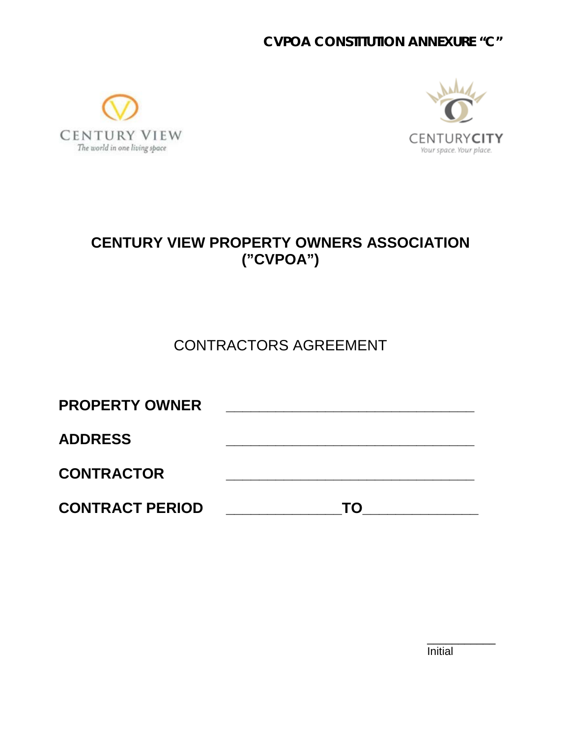**CVPOA CONSTITUTION ANNEXURE "C"**

CENTURY VIEW
*The world in one living space*

CENTURYCITY
*Your space. Your place.*

# CENTURY VIEW PROPERTY OWNERS ASSOCIATION ("CVPOA")

## CONTRACTORS AGREEMENT

**PROPERTY OWNER** ________________________________

**ADDRESS** ________________________________

**CONTRACTOR** ________________________________

**CONTRACT PERIOD** _______________ **TO** _______________

___________
Initial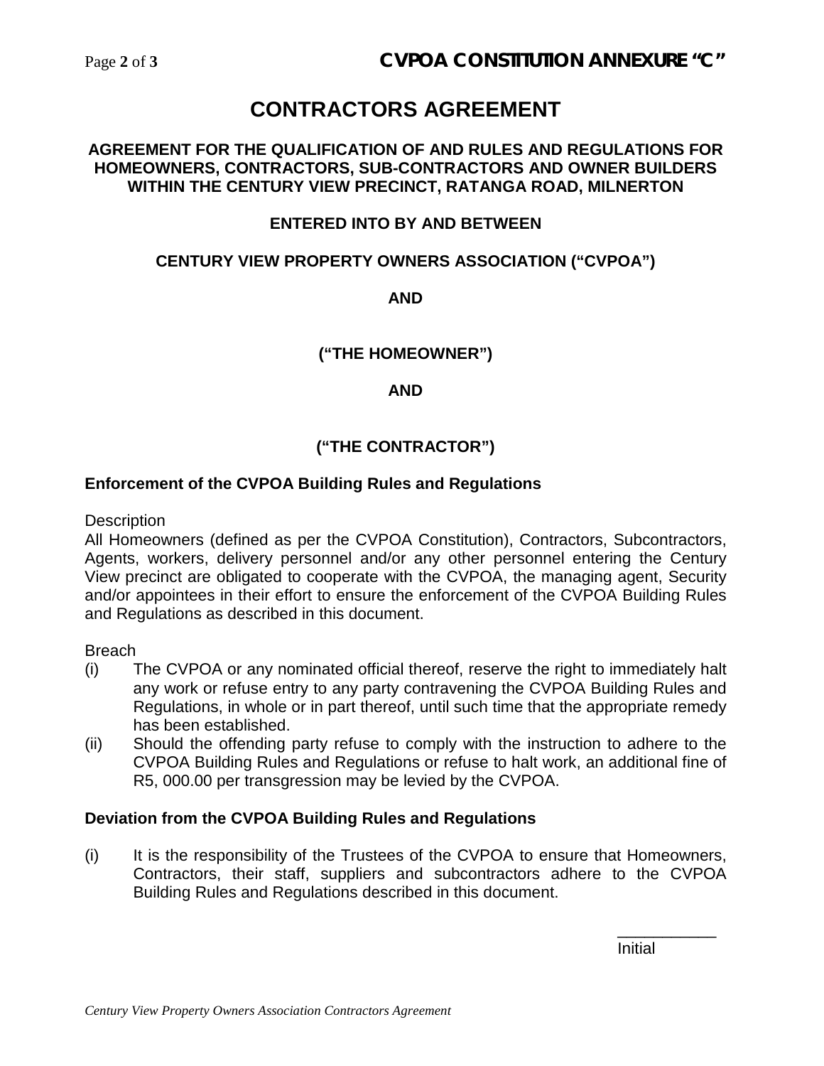# CONTRACTORS AGREEMENT

**AGREEMENT FOR THE QUALIFICATION OF AND RULES AND REGULATIONS FOR HOMEOWNERS, CONTRACTORS, SUB-CONTRACTORS AND OWNER BUILDERS WITHIN THE CENTURY VIEW PRECINCT, RATANGA ROAD, MILNERTON**

**ENTERED INTO BY AND BETWEEN**

**CENTURY VIEW PROPERTY OWNERS ASSOCIATION ("CVPOA")**

**AND**

**("THE HOMEOWNER")**

**AND**

**("THE CONTRACTOR")**

### Enforcement of the CVPOA Building Rules and Regulations

Description

All Homeowners (defined as per the CVPOA Constitution), Contractors, Subcontractors, Agents, workers, delivery personnel and/or any other personnel entering the Century View precinct are obligated to cooperate with the CVPOA, the managing agent, Security and/or appointees in their effort to ensure the enforcement of the CVPOA Building Rules and Regulations as described in this document.

Breach

(i) The CVPOA or any nominated official thereof, reserve the right to immediately halt any work or refuse entry to any party contravening the CVPOA Building Rules and Regulations, in whole or in part thereof, until such time that the appropriate remedy has been established.

(ii) Should the offending party refuse to comply with the instruction to adhere to the CVPOA Building Rules and Regulations or refuse to halt work, an additional fine of R5, 000.00 per transgression may be levied by the CVPOA.

### Deviation from the CVPOA Building Rules and Regulations

(i) It is the responsibility of the Trustees of the CVPOA to ensure that Homeowners, Contractors, their staff, suppliers and subcontractors adhere to the CVPOA Building Rules and Regulations described in this document.

___________
Initial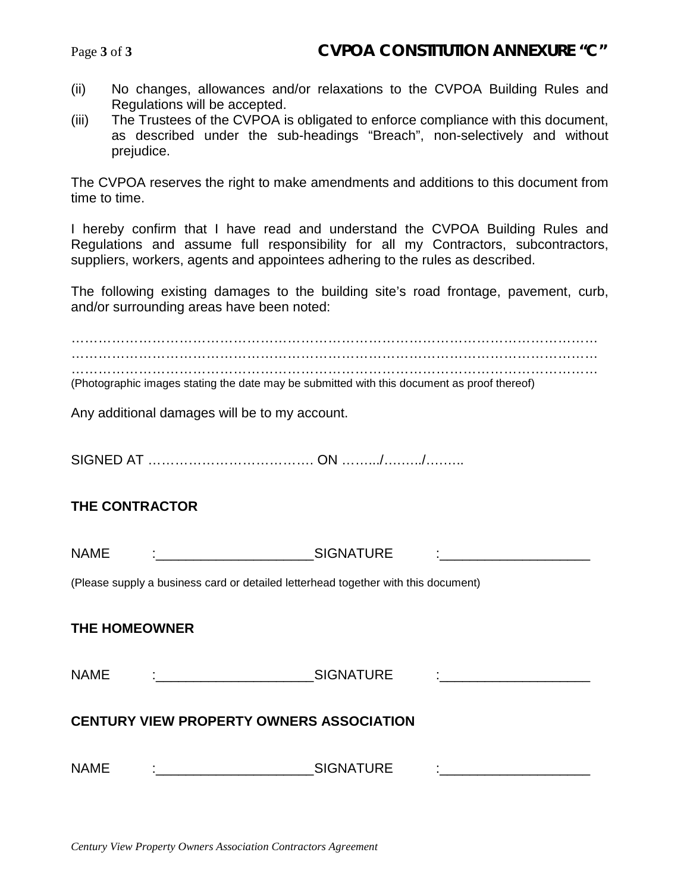(ii) No changes, allowances and/or relaxations to the CVPOA Building Rules and Regulations will be accepted.

(iii) The Trustees of the CVPOA is obligated to enforce compliance with this document, as described under the sub-headings "Breach", non-selectively and without prejudice.

The CVPOA reserves the right to make amendments and additions to this document from time to time.

I hereby confirm that I have read and understand the CVPOA Building Rules and Regulations and assume full responsibility for all my Contractors, subcontractors, suppliers, workers, agents and appointees adhering to the rules as described.

The following existing damages to the building site's road frontage, pavement, curb, and/or surrounding areas have been noted:

…………………………………………………………………………………………………………
…………………………………………………………………………………………………………
…………………………………………………………………………………………………………

(Photographic images stating the date may be submitted with this document as proof thereof)

Any additional damages will be to my account.

SIGNED AT ………………………………. ON ……../………/……..

**THE CONTRACTOR**

NAME :____________________ SIGNATURE :___________________

(Please supply a business card or detailed letterhead together with this document)

**THE HOMEOWNER**

NAME :____________________ SIGNATURE :___________________

**CENTURY VIEW PROPERTY OWNERS ASSOCIATION**

NAME :____________________ SIGNATURE :___________________